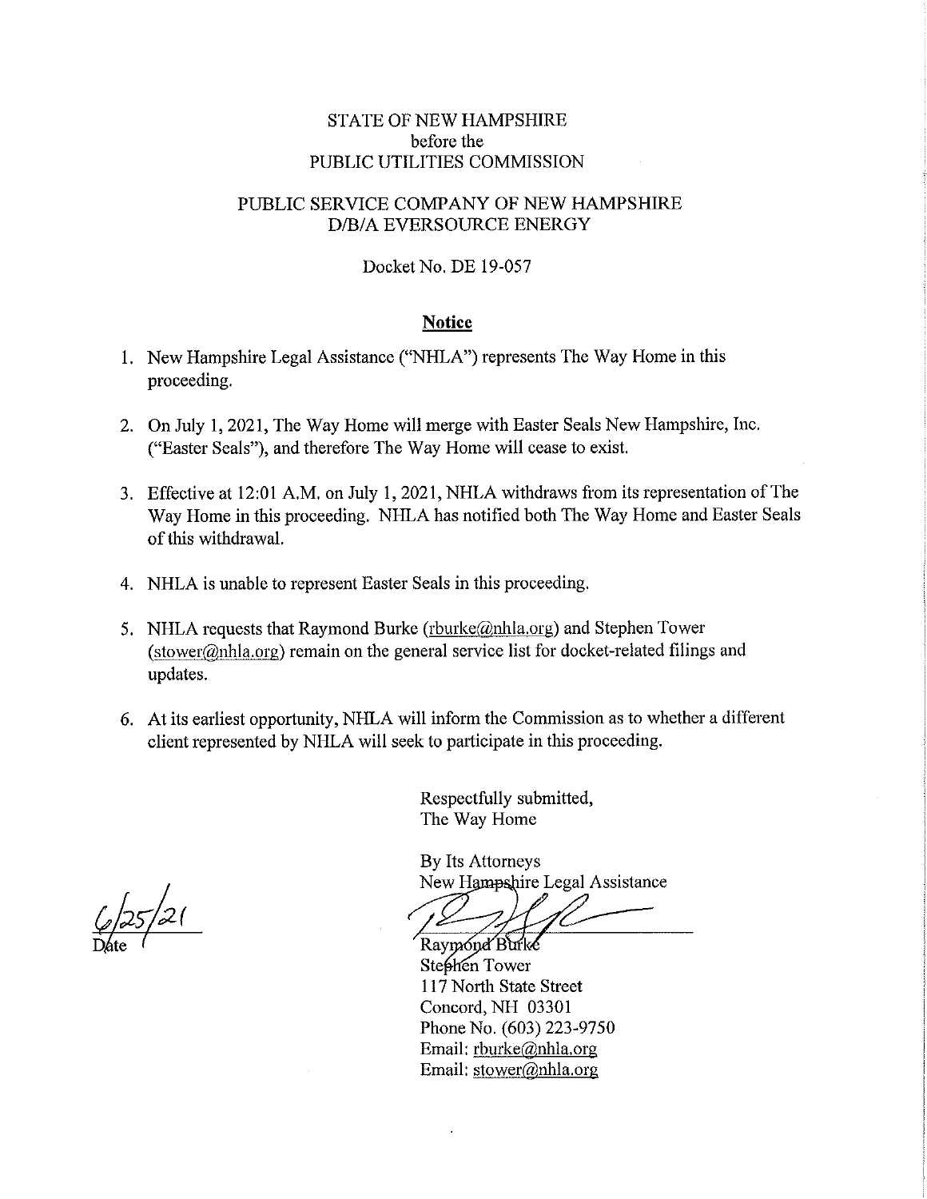STATE OF NEW HAMPSHIRE
before the
PUBLIC UTILITIES COMMISSION

PUBLIC SERVICE COMPANY OF NEW HAMPSHIRE
D/B/A EVERSOURCE ENERGY

Docket No. DE 19-057

## Notice

1. New Hampshire Legal Assistance ("NHLA") represents The Way Home in this proceeding.

2. On July 1, 2021, The Way Home will merge with Easter Seals New Hampshire, Inc. ("Easter Seals"), and therefore The Way Home will cease to exist.

3. Effective at 12:01 A.M. on July 1, 2021, NHLA withdraws from its representation of The Way Home in this proceeding. NHLA has notified both The Way Home and Easter Seals of this withdrawal.

4. NHLA is unable to represent Easter Seals in this proceeding.

5. NHLA requests that Raymond Burke (rburke@nhla.org) and Stephen Tower (stower@nhla.org) remain on the general service list for docket-related filings and updates.

6. At its earliest opportunity, NHLA will inform the Commission as to whether a different client represented by NHLA will seek to participate in this proceeding.

Respectfully submitted,
The Way Home

By Its Attorneys
New Hampshire Legal Assistance

6/25/21
Date

Raymond Burke
Stephen Tower
117 North State Street
Concord, NH 03301
Phone No. (603) 223-9750
Email: rburke@nhla.org
Email: stower@nhla.org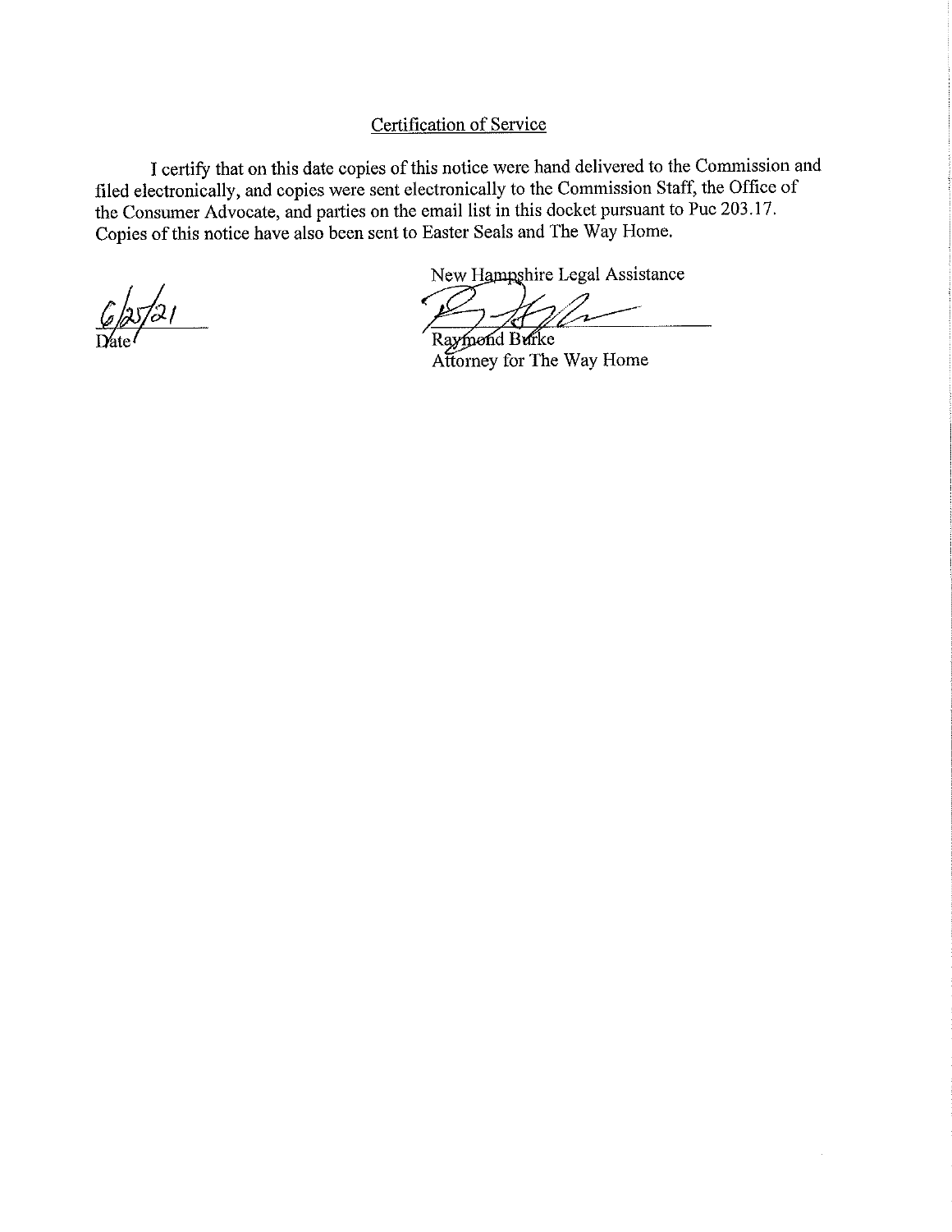## Certification of Service

I certify that on this date copies of this notice were hand delivered to the Commission and filed electronically, and copies were sent electronically to the Commission Staff, the Office of the Consumer Advocate, and parties on the email list in this docket pursuant to Puc 203.17. Copies of this notice have also been sent to Easter Seals and The Way Home.

6/25/21
Date

New Hampshire Legal Assistance

Raymond Burke
Attorney for The Way Home